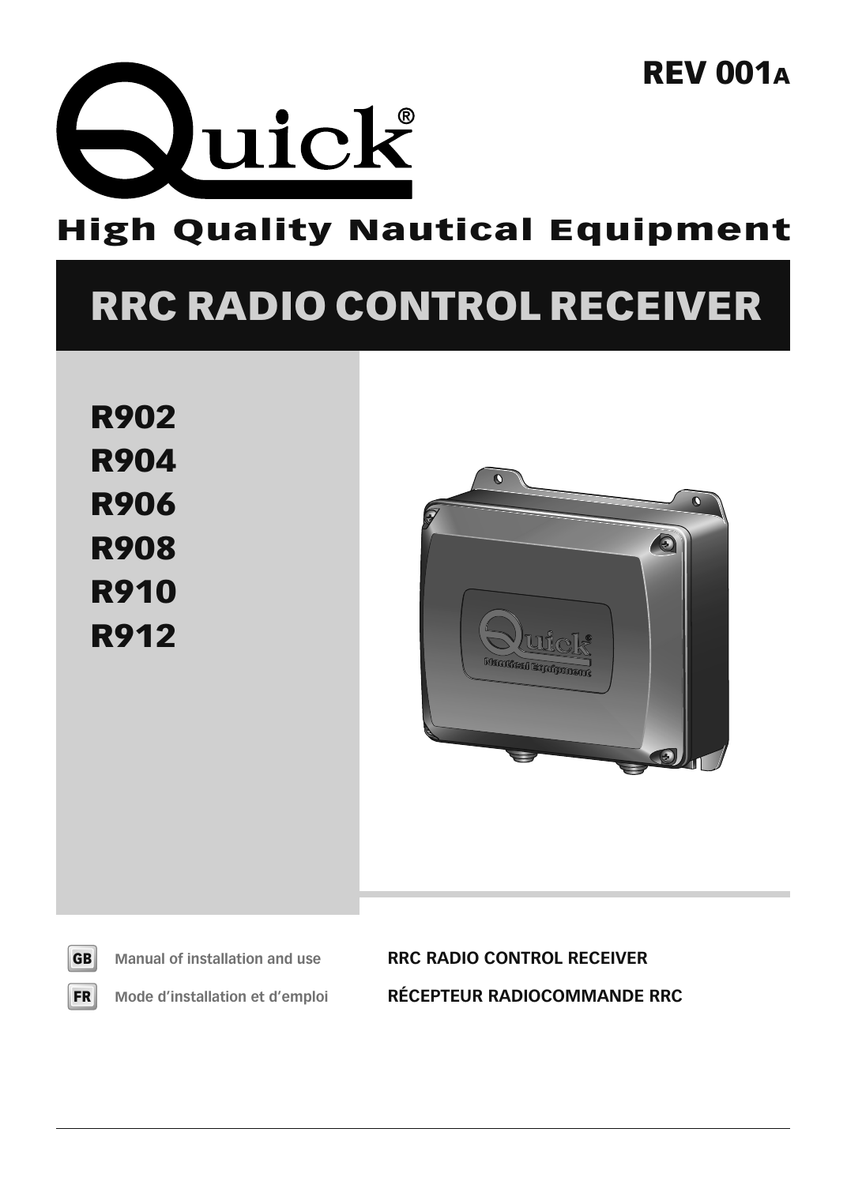REV 001A

Quick®

High Quality Nautical Equipment

# RRC RADIO CONTROL RECEIVER

**R902**
**R904**
**R906**
**R908**
**R910**
**R912**

GB Manual of installation and use **RRC RADIO CONTROL RECEIVER**

FR Mode d'installation et d'emploi **RÉCEPTEUR RADIOCOMMANDE RRC**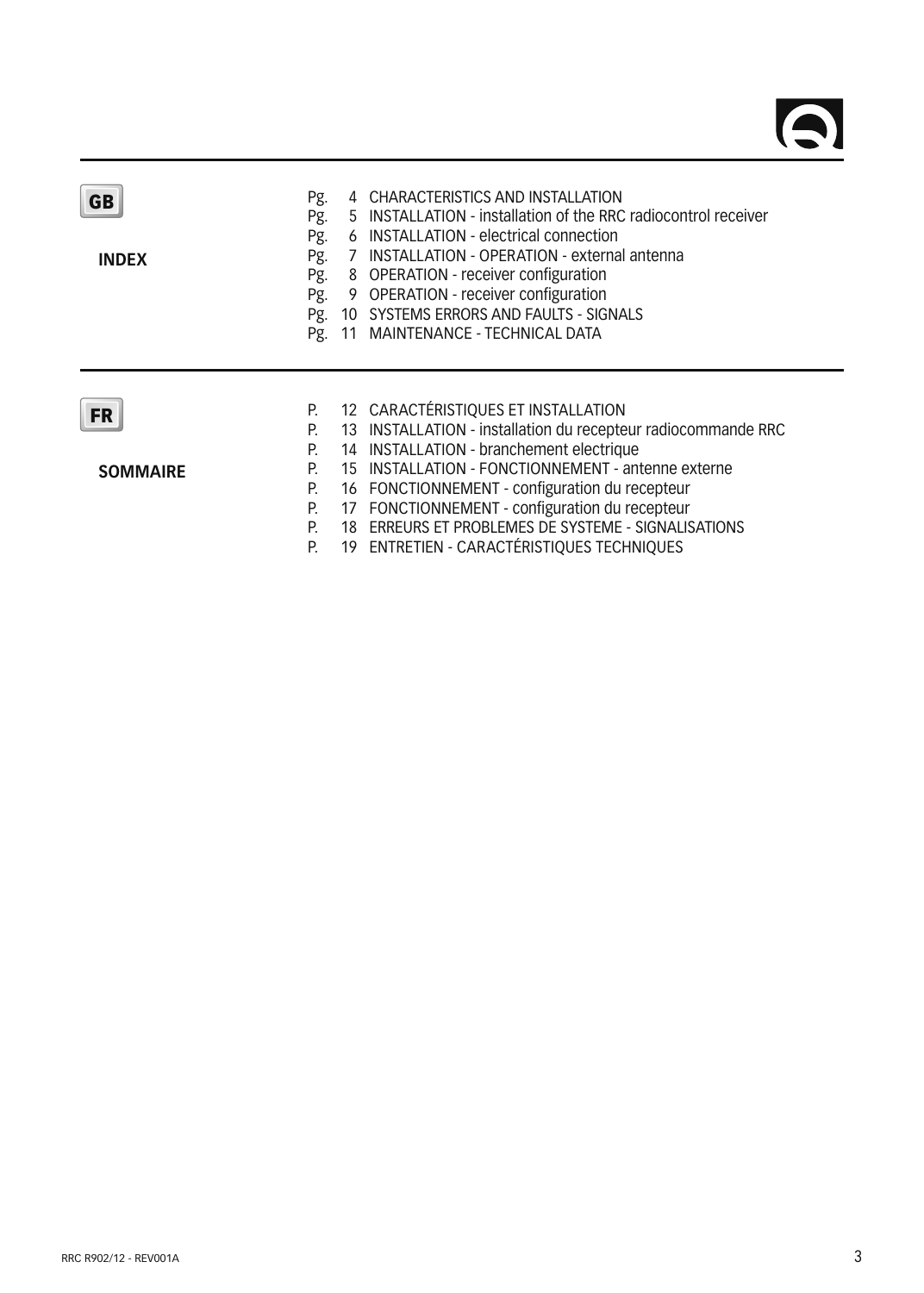**GB**

**INDEX**

Pg. 4 CHARACTERISTICS AND INSTALLATION
Pg. 5 INSTALLATION - installation of the RRC radiocontrol receiver
Pg. 6 INSTALLATION - electrical connection
Pg. 7 INSTALLATION - OPERATION - external antenna
Pg. 8 OPERATION - receiver configuration
Pg. 9 OPERATION - receiver configuration
Pg. 10 SYSTEMS ERRORS AND FAULTS - SIGNALS
Pg. 11 MAINTENANCE - TECHNICAL DATA

---

**FR**

**SOMMAIRE**

P. 12 CARACTÉRISTIQUES ET INSTALLATION
P. 13 INSTALLATION - installation du recepteur radiocommande RRC
P. 14 INSTALLATION - branchement electrique
P. 15 INSTALLATION - FONCTIONNEMENT - antenne externe
P. 16 FONCTIONNEMENT - configuration du recepteur
P. 17 FONCTIONNEMENT - configuration du recepteur
P. 18 ERREURS ET PROBLEMES DE SYSTEME - SIGNALISATIONS
P. 19 ENTRETIEN - CARACTÉRISTIQUES TECHNIQUES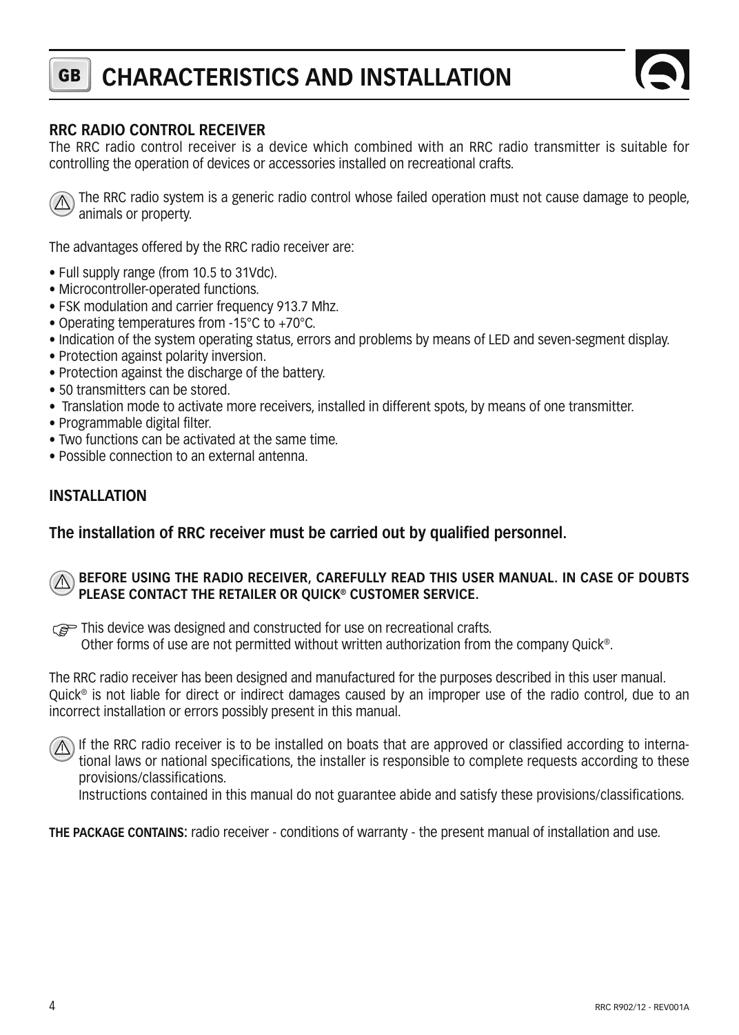# CHARACTERISTICS AND INSTALLATION

## RRC RADIO CONTROL RECEIVER

The RRC radio control receiver is a device which combined with an RRC radio transmitter is suitable for controlling the operation of devices or accessories installed on recreational crafts.

⚠ The RRC radio system is a generic radio control whose failed operation must not cause damage to people, animals or property.

The advantages offered by the RRC radio receiver are:

- Full supply range (from 10.5 to 31Vdc).
- Microcontroller-operated functions.
- FSK modulation and carrier frequency 913.7 Mhz.
- Operating temperatures from -15°C to +70°C.
- Indication of the system operating status, errors and problems by means of LED and seven-segment display.
- Protection against polarity inversion.
- Protection against the discharge of the battery.
- 50 transmitters can be stored.
- Translation mode to activate more receivers, installed in different spots, by means of one transmitter.
- Programmable digital filter.
- Two functions can be activated at the same time.
- Possible connection to an external antenna.

## INSTALLATION

### The installation of RRC receiver must be carried out by qualified personnel.

⚠ **BEFORE USING THE RADIO RECEIVER, CAREFULLY READ THIS USER MANUAL. IN CASE OF DOUBTS PLEASE CONTACT THE RETAILER OR QUICK® CUSTOMER SERVICE.**

☞ This device was designed and constructed for use on recreational crafts.
Other forms of use are not permitted without written authorization from the company Quick®.

The RRC radio receiver has been designed and manufactured for the purposes described in this user manual.
Quick® is not liable for direct or indirect damages caused by an improper use of the radio control, due to an incorrect installation or errors possibly present in this manual.

⚠ If the RRC radio receiver is to be installed on boats that are approved or classified according to international laws or national specifications, the installer is responsible to complete requests according to these provisions/classifications.
Instructions contained in this manual do not guarantee abide and satisfy these provisions/classifications.

**THE PACKAGE CONTAINS:** radio receiver - conditions of warranty - the present manual of installation and use.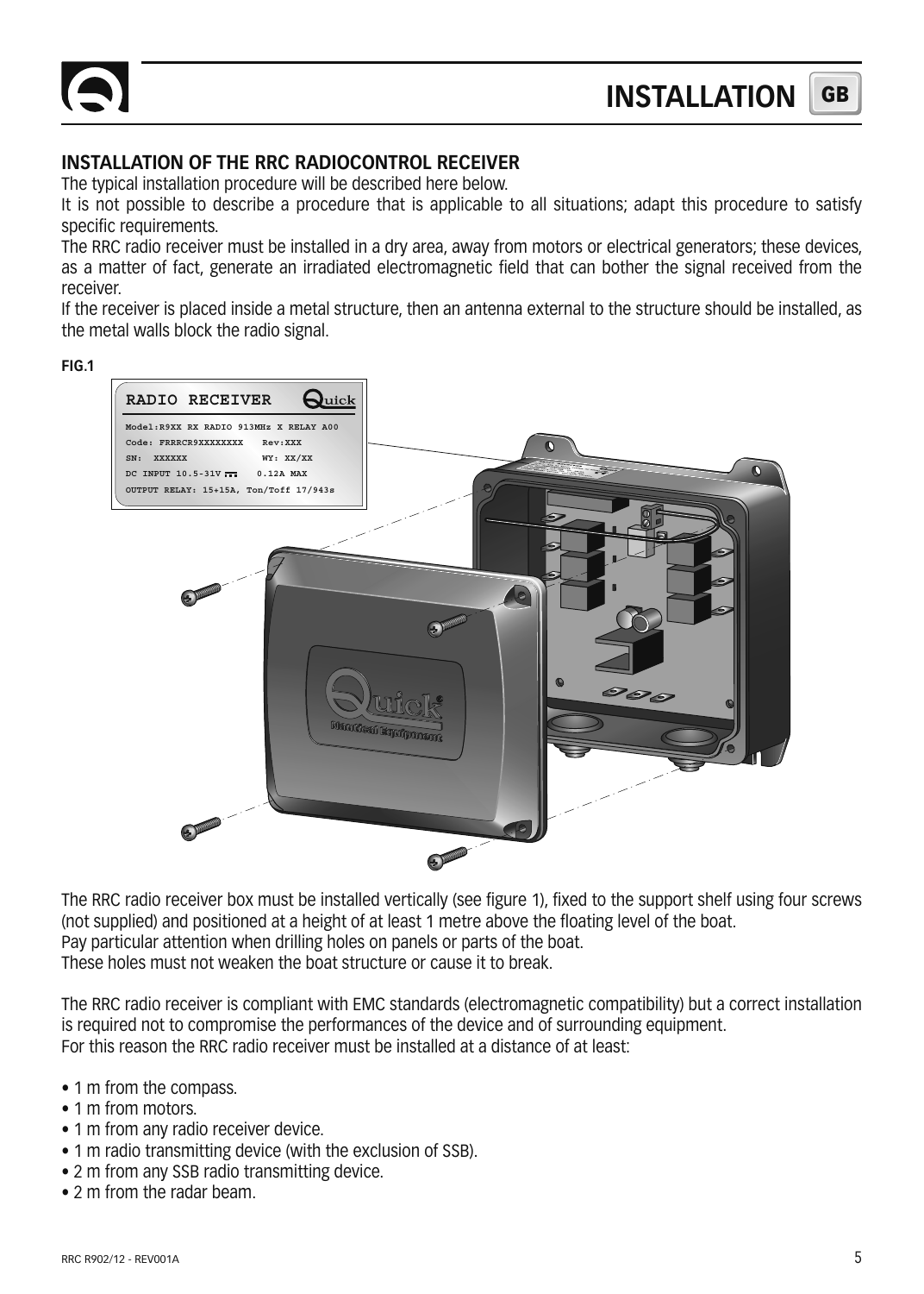# INSTALLATION

## INSTALLATION OF THE RRC RADIOCONTROL RECEIVER

The typical installation procedure will be described here below.

It is not possible to describe a procedure that is applicable to all situations; adapt this procedure to satisfy specific requirements.

The RRC radio receiver must be installed in a dry area, away from motors or electrical generators; these devices, as a matter of fact, generate an irradiated electromagnetic field that can bother the signal received from the receiver.

If the receiver is placed inside a metal structure, then an antenna external to the structure should be installed, as the metal walls block the radio signal.

**FIG.1**

RADIO RECEIVER Quick
Model:R9XX RX RADIO 913MHz X RELAY A00
Code: FRRRCR9XXXXXXXX Rev:XXX
SN: XXXXXX WY: XX/XX
DC INPUT 10.5-31V 0.12A MAX
OUTPUT RELAY: 15+15A, Ton/Toff 17/943s

The RRC radio receiver box must be installed vertically (see figure 1), fixed to the support shelf using four screws (not supplied) and positioned at a height of at least 1 metre above the floating level of the boat.
Pay particular attention when drilling holes on panels or parts of the boat.
These holes must not weaken the boat structure or cause it to break.

The RRC radio receiver is compliant with EMC standards (electromagnetic compatibility) but a correct installation is required not to compromise the performances of the device and of surrounding equipment.
For this reason the RRC radio receiver must be installed at a distance of at least:

- 1 m from the compass.
- 1 m from motors.
- 1 m from any radio receiver device.
- 1 m radio transmitting device (with the exclusion of SSB).
- 2 m from any SSB radio transmitting device.
- 2 m from the radar beam.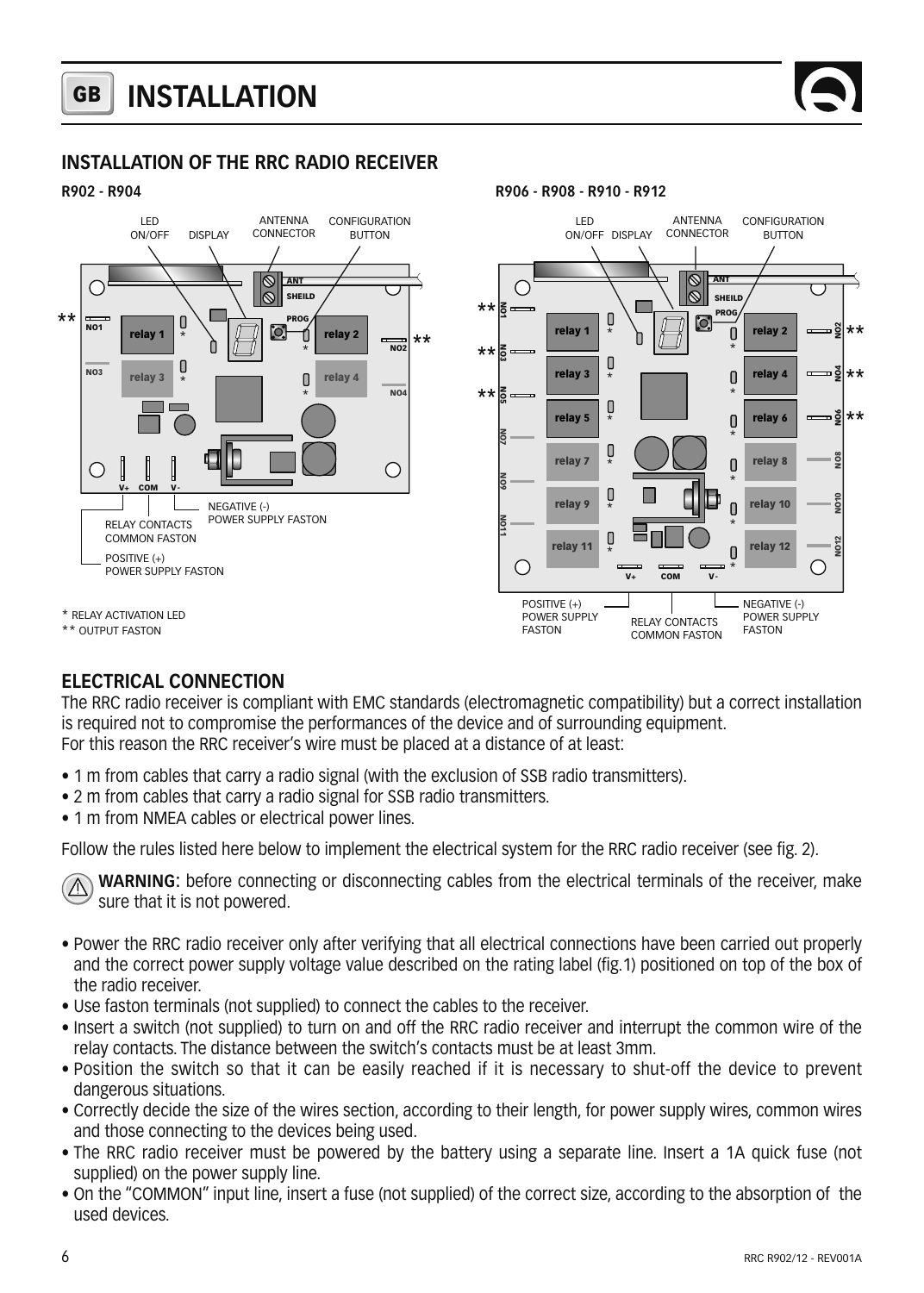# GB INSTALLATION

## INSTALLATION OF THE RRC RADIO RECEIVER

**R902 - R904**

LED ON/OFF, DISPLAY, ANTENNA CONNECTOR, CONFIGURATION BUTTON

RELAY CONTACTS COMMON FASTON

POSITIVE (+) POWER SUPPLY FASTON

NEGATIVE (-) POWER SUPPLY FASTON

**R906 - R908 - R910 - R912**

LED ON/OFF, DISPLAY, ANTENNA CONNECTOR, CONFIGURATION BUTTON

POSITIVE (+) POWER SUPPLY FASTON

RELAY CONTACTS COMMON FASTON

NEGATIVE (-) POWER SUPPLY FASTON

\* RELAY ACTIVATION LED

\*\* OUTPUT FASTON

## ELECTRICAL CONNECTION

The RRC radio receiver is compliant with EMC standards (electromagnetic compatibility) but a correct installation is required not to compromise the performances of the device and of surrounding equipment.
For this reason the RRC receiver's wire must be placed at a distance of at least:

- 1 m from cables that carry a radio signal (with the exclusion of SSB radio transmitters).
- 2 m from cables that carry a radio signal for SSB radio transmitters.
- 1 m from NMEA cables or electrical power lines.

Follow the rules listed here below to implement the electrical system for the RRC radio receiver (see fig. 2).

**WARNING**: before connecting or disconnecting cables from the electrical terminals of the receiver, make sure that it is not powered.

- Power the RRC radio receiver only after verifying that all electrical connections have been carried out properly and the correct power supply voltage value described on the rating label (fig.1) positioned on top of the box of the radio receiver.
- Use faston terminals (not supplied) to connect the cables to the receiver.
- Insert a switch (not supplied) to turn on and off the RRC radio receiver and interrupt the common wire of the relay contacts. The distance between the switch's contacts must be at least 3mm.
- Position the switch so that it can be easily reached if it is necessary to shut-off the device to prevent dangerous situations.
- Correctly decide the size of the wires section, according to their length, for power supply wires, common wires and those connecting to the devices being used.
- The RRC radio receiver must be powered by the battery using a separate line. Insert a 1A quick fuse (not supplied) on the power supply line.
- On the "COMMON" input line, insert a fuse (not supplied) of the correct size, according to the absorption of the used devices.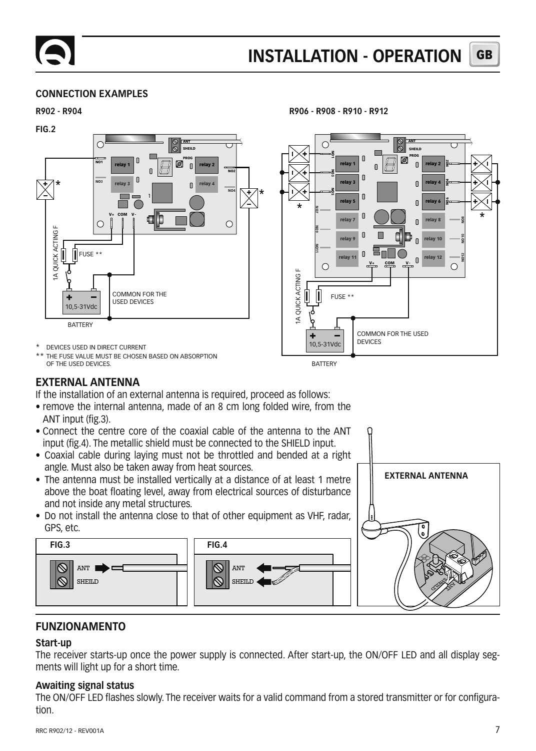## CONNECTION EXAMPLES

**R902 - R904**

**FIG.2**

**R906 - R908 - R910 - R912**

\* DEVICES USED IN DIRECT CURRENT

\*\* THE FUSE VALUE MUST BE CHOSEN BASED ON ABSORPTION OF THE USED DEVICES.

## EXTERNAL ANTENNA

If the installation of an external antenna is required, proceed as follows:

- remove the internal antenna, made of an 8 cm long folded wire, from the ANT input (fig.3).
- Connect the centre core of the coaxial cable of the antenna to the ANT input (fig.4). The metallic shield must be connected to the SHIELD input.
- Coaxial cable during laying must not be throttled and bended at a right angle. Must also be taken away from heat sources.
- The antenna must be installed vertically at a distance of at least 1 metre above the boat floating level, away from electrical sources of disturbance and not inside any metal structures.
- Do not install the antenna close to that of other equipment as VHF, radar, GPS, etc.

**FIG.3**

**FIG.4**

**EXTERNAL ANTENNA**

## FUNZIONAMENTO

### Start-up

The receiver starts-up once the power supply is connected. After start-up, the ON/OFF LED and all display segments will light up for a short time.

### Awaiting signal status

The ON/OFF LED flashes slowly. The receiver waits for a valid command from a stored transmitter or for configuration.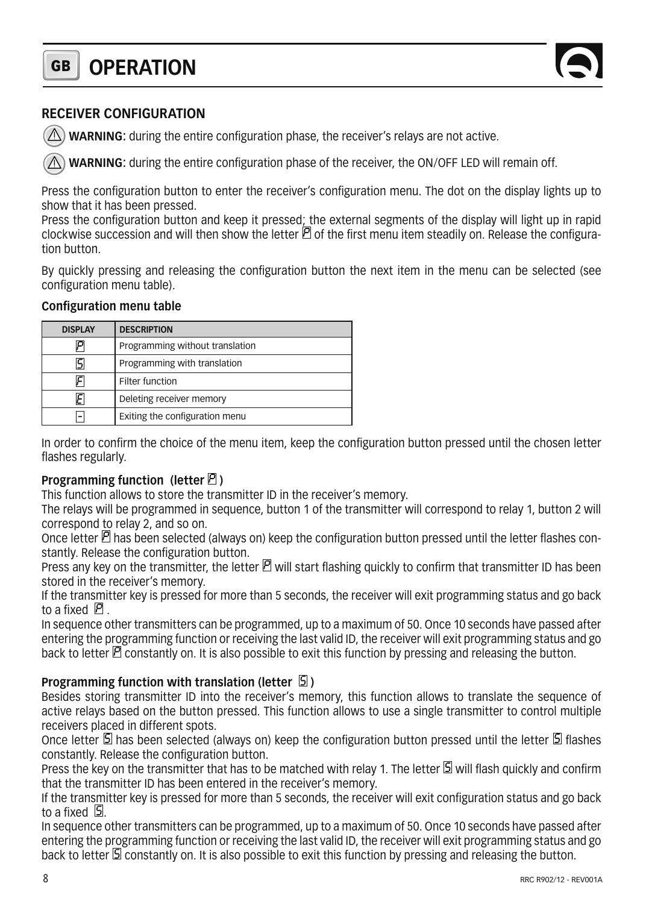# OPERATION

## RECEIVER CONFIGURATION

⚠ **WARNING:** during the entire configuration phase, the receiver's relays are not active.

⚠ **WARNING:** during the entire configuration phase of the receiver, the ON/OFF LED will remain off.

Press the configuration button to enter the receiver's configuration menu. The dot on the display lights up to show that it has been pressed.
Press the configuration button and keep it pressed; the external segments of the display will light up in rapid clockwise succession and will then show the letter P of the first menu item steadily on. Release the configuration button.

By quickly pressing and releasing the configuration button the next item in the menu can be selected (see configuration menu table).

**Configuration menu table**

| DISPLAY | DESCRIPTION |
|---|---|
| P | Programming without translation |
| S | Programming with translation |
| F | Filter function |
| E | Deleting receiver memory |
| - | Exiting the configuration menu |

In order to confirm the choice of the menu item, keep the configuration button pressed until the chosen letter flashes regularly.

### Programming function (letter P)

This function allows to store the transmitter ID in the receiver's memory.
The relays will be programmed in sequence, button 1 of the transmitter will correspond to relay 1, button 2 will correspond to relay 2, and so on.
Once letter P has been selected (always on) keep the configuration button pressed until the letter flashes constantly. Release the configuration button.
Press any key on the transmitter, the letter P will start flashing quickly to confirm that transmitter ID has been stored in the receiver's memory.
If the transmitter key is pressed for more than 5 seconds, the receiver will exit programming status and go back to a fixed P.
In sequence other transmitters can be programmed, up to a maximum of 50. Once 10 seconds have passed after entering the programming function or receiving the last valid ID, the receiver will exit programming status and go back to letter P constantly on. It is also possible to exit this function by pressing and releasing the button.

### Programming function with translation (letter S)

Besides storing transmitter ID into the receiver's memory, this function allows to translate the sequence of active relays based on the button pressed. This function allows to use a single transmitter to control multiple receivers placed in different spots.
Once letter S has been selected (always on) keep the configuration button pressed until the letter S flashes constantly. Release the configuration button.
Press the key on the transmitter that has to be matched with relay 1. The letter S will flash quickly and confirm that the transmitter ID has been entered in the receiver's memory.
If the transmitter key is pressed for more than 5 seconds, the receiver will exit configuration status and go back to a fixed S.
In sequence other transmitters can be programmed, up to a maximum of 50. Once 10 seconds have passed after entering the programming function or receiving the last valid ID, the receiver will exit programming status and go back to letter S constantly on. It is also possible to exit this function by pressing and releasing the button.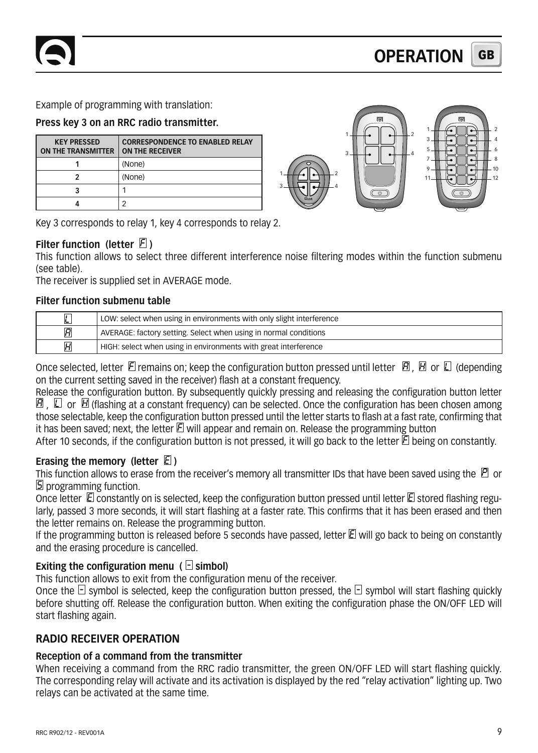Example of programming with translation:

**Press key 3 on an RRC radio transmitter.**

| KEY PRESSED ON THE TRANSMITTER | CORRESPONDENCE TO ENABLED RELAY ON THE RECEIVER |
|---|---|
| 1 | (None) |
| 2 | (None) |
| 3 | 1 |
| 4 | 2 |

Key 3 corresponds to relay 1, key 4 corresponds to relay 2.

### Filter function (letter F)

This function allows to select three different interference noise filtering modes within the function submenu (see table).
The receiver is supplied set in AVERAGE mode.

#### Filter function submenu table

| | |
|---|---|
| L | LOW: select when using in environments with only slight interference |
| A | AVERAGE: factory setting. Select when using in normal conditions |
| H | HIGH: select when using in environments with great interference |

Once selected, letter F remains on; keep the configuration button pressed until letter A, H or L (depending on the current setting saved in the receiver) flash at a constant frequency.
Release the configuration button. By subsequently quickly pressing and releasing the configuration button letter A, L or H (flashing at a constant frequency) can be selected. Once the configuration has been chosen among those selectable, keep the configuration button pressed until the letter starts to flash at a fast rate, confirming that it has been saved; next, the letter F will appear and remain on. Release the programming button
After 10 seconds, if the configuration button is not pressed, it will go back to the letter F being on constantly.

### Erasing the memory (letter E)

This function allows to erase from the receiver's memory all transmitter IDs that have been saved using the P or S programming function.
Once letter E constantly on is selected, keep the configuration button pressed until letter E stored flashing regularly, passed 3 more seconds, it will start flashing at a faster rate. This confirms that it has been erased and then the letter remains on. Release the programming button.
If the programming button is released before 5 seconds have passed, letter E will go back to being on constantly and the erasing procedure is cancelled.

### Exiting the configuration menu ( - simbol)

This function allows to exit from the configuration menu of the receiver.
Once the - symbol is selected, keep the configuration button pressed, the - symbol will start flashing quickly before shutting off. Release the configuration button. When exiting the configuration phase the ON/OFF LED will start flashing again.

## RADIO RECEIVER OPERATION

### Reception of a command from the transmitter

When receiving a command from the RRC radio transmitter, the green ON/OFF LED will start flashing quickly. The corresponding relay will activate and its activation is displayed by the red "relay activation" lighting up. Two relays can be activated at the same time.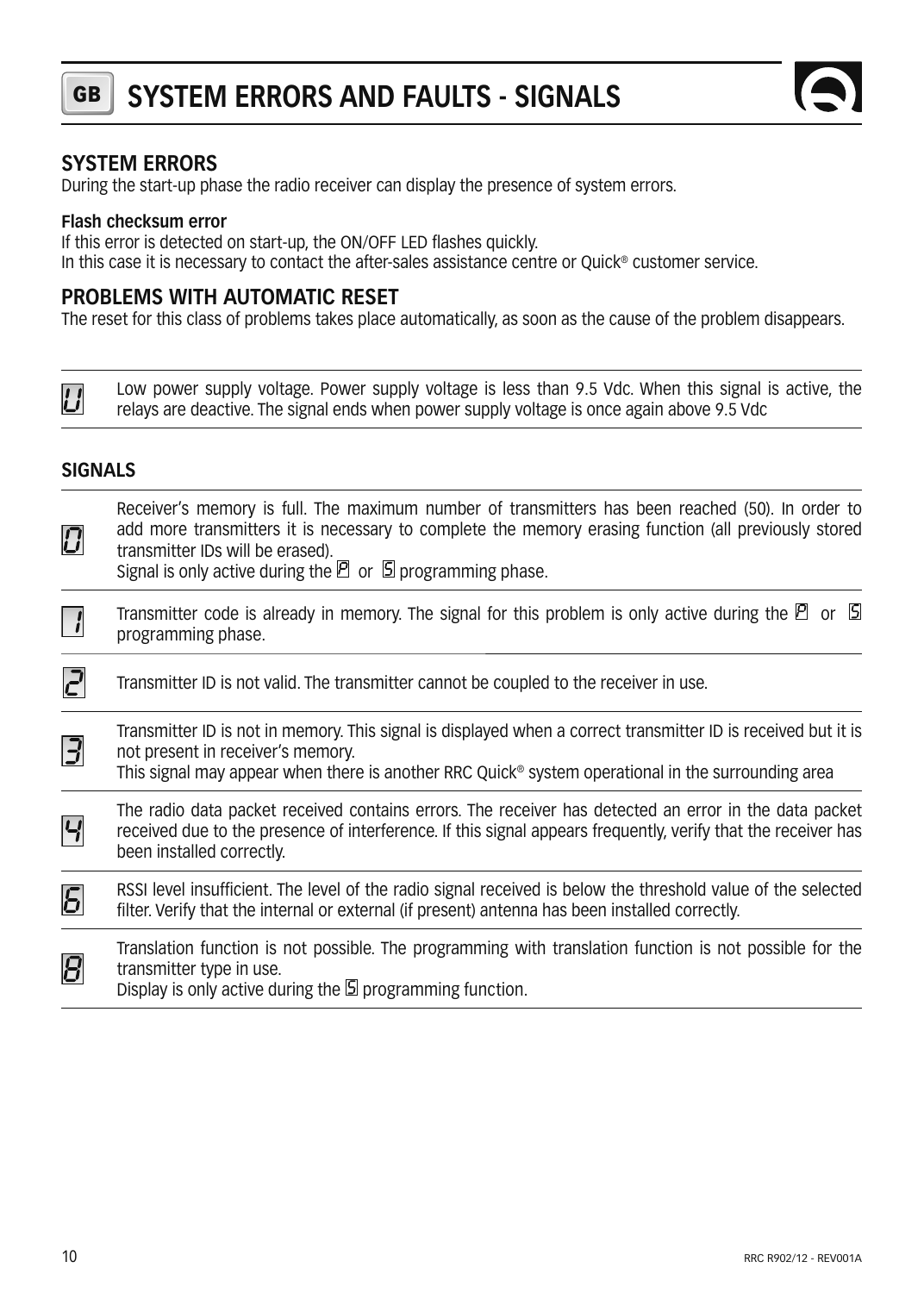# GB SYSTEM ERRORS AND FAULTS - SIGNALS

## SYSTEM ERRORS

During the start-up phase the radio receiver can display the presence of system errors.

**Flash checksum error**

If this error is detected on start-up, the ON/OFF LED flashes quickly.
In this case it is necessary to contact the after-sales assistance centre or Quick® customer service.

## PROBLEMS WITH AUTOMATIC RESET

The reset for this class of problems takes place automatically, as soon as the cause of the problem disappears.

| | |
|---|---|
| U | Low power supply voltage. Power supply voltage is less than 9.5 Vdc. When this signal is active, the relays are deactive. The signal ends when power supply voltage is once again above 9.5 Vdc |

### SIGNALS

| | |
|---|---|
| 0 | Receiver's memory is full. The maximum number of transmitters has been reached (50). In order to add more transmitters it is necessary to complete the memory erasing function (all previously stored transmitter IDs will be erased). Signal is only active during the P or S programming phase. |
| 1 | Transmitter code is already in memory. The signal for this problem is only active during the P or S programming phase. |
| 2 | Transmitter ID is not valid. The transmitter cannot be coupled to the receiver in use. |
| 3 | Transmitter ID is not in memory. This signal is displayed when a correct transmitter ID is received but it is not present in receiver's memory. This signal may appear when there is another RRC Quick® system operational in the surrounding area |
| 4 | The radio data packet received contains errors. The receiver has detected an error in the data packet received due to the presence of interference. If this signal appears frequently, verify that the receiver has been installed correctly. |
| 6 | RSSI level insufficient. The level of the radio signal received is below the threshold value of the selected filter. Verify that the internal or external (if present) antenna has been installed correctly. |
| 8 | Translation function is not possible. The programming with translation function is not possible for the transmitter type in use. Display is only active during the S programming function. |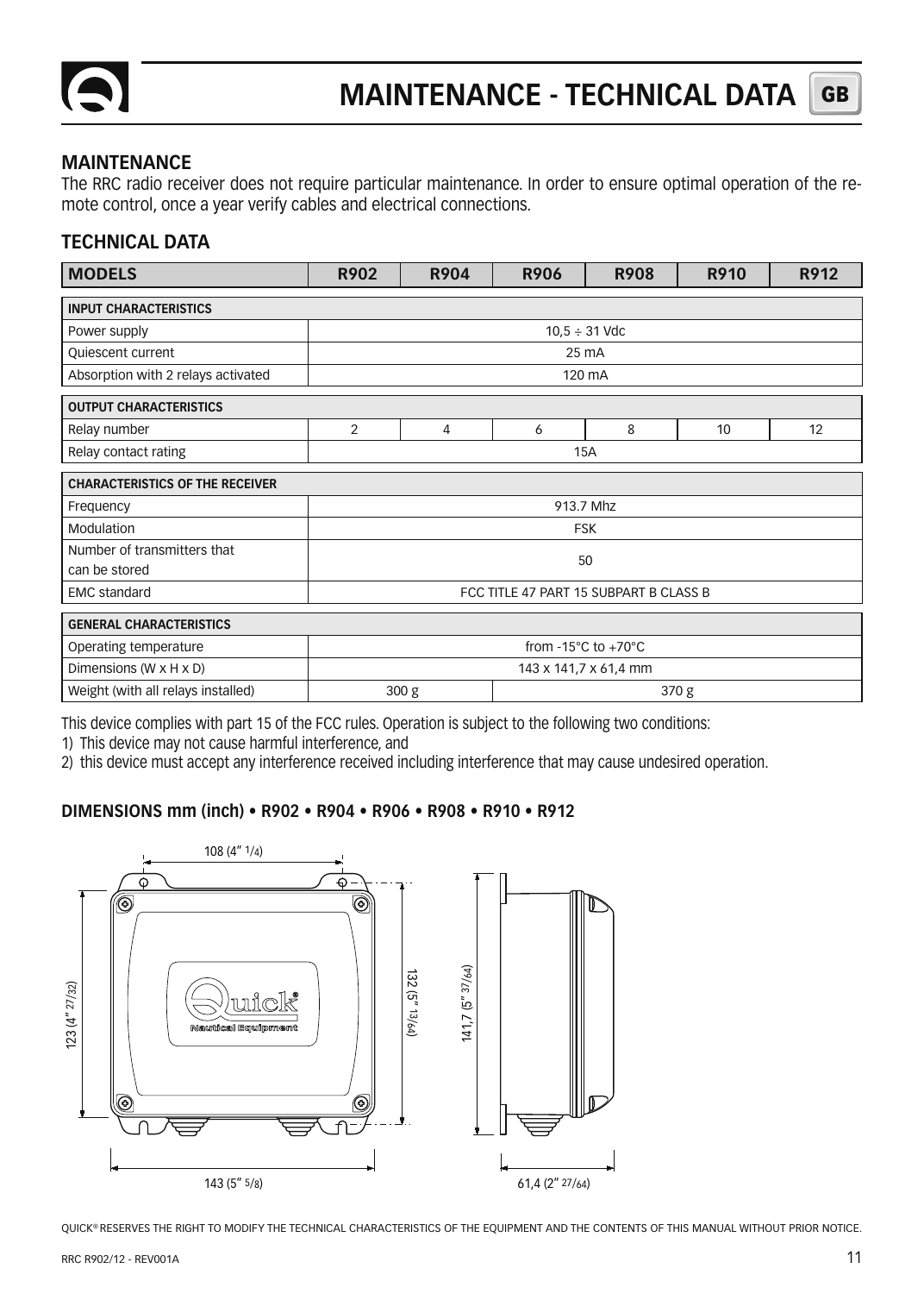# MAINTENANCE - TECHNICAL DATA

## MAINTENANCE

The RRC radio receiver does not require particular maintenance. In order to ensure optimal operation of the remote control, once a year verify cables and electrical connections.

## TECHNICAL DATA

| MODELS | R902 | R904 | R906 | R908 | R910 | R912 |
|---|---|---|---|---|---|---|
| **INPUT CHARACTERISTICS** | | | | | | |
| Power supply | 10,5 ÷ 31 Vdc | | | | | |
| Quiescent current | 25 mA | | | | | |
| Absorption with 2 relays activated | 120 mA | | | | | |
| **OUTPUT CHARACTERISTICS** | | | | | | |
| Relay number | 2 | 4 | 6 | 8 | 10 | 12 |
| Relay contact rating | 15A | | | | | |
| **CHARACTERISTICS OF THE RECEIVER** | | | | | | |
| Frequency | 913.7 Mhz | | | | | |
| Modulation | FSK | | | | | |
| Number of transmitters that can be stored | 50 | | | | | |
| EMC standard | FCC TITLE 47 PART 15 SUBPART B CLASS B | | | | | |
| **GENERAL CHARACTERISTICS** | | | | | | |
| Operating temperature | from -15°C to +70°C | | | | | |
| Dimensions (W x H x D) | 143 x 141,7 x 61,4 mm | | | | | |
| Weight (with all relays installed) | 300 g | | 370 g | | | |

This device complies with part 15 of the FCC rules. Operation is subject to the following two conditions:

1) This device may not cause harmful interference, and
2) this device must accept any interference received including interference that may cause undesired operation.

### DIMENSIONS mm (inch) • R902 • R904 • R906 • R908 • R910 • R912

108 (4" 1/4)

123 (4" 27/32)

132 (5" 13/64)

141,7 (5" 37/64)

143 (5" 5/8)

61,4 (2" 27/64)

QUICK® RESERVES THE RIGHT TO MODIFY THE TECHNICAL CHARACTERISTICS OF THE EQUIPMENT AND THE CONTENTS OF THIS MANUAL WITHOUT PRIOR NOTICE.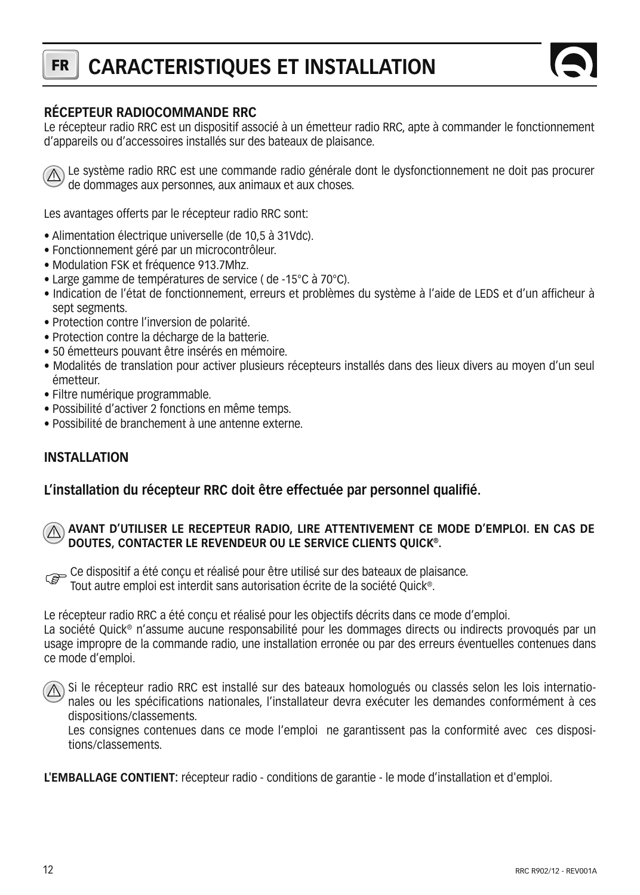# FR CARACTERISTIQUES ET INSTALLATION

### RÉCEPTEUR RADIOCOMMANDE RRC

Le récepteur radio RRC est un dispositif associé à un émetteur radio RRC, apte à commander le fonctionnement d'appareils ou d'accessoires installés sur des bateaux de plaisance.

⚠ Le système radio RRC est une commande radio générale dont le dysfonctionnement ne doit pas procurer de dommages aux personnes, aux animaux et aux choses.

Les avantages offerts par le récepteur radio RRC sont:

- Alimentation électrique universelle (de 10,5 à 31Vdc).
- Fonctionnement géré par un microcontrôleur.
- Modulation FSK et fréquence 913.7Mhz.
- Large gamme de températures de service ( de -15°C à 70°C).
- Indication de l'état de fonctionnement, erreurs et problèmes du système à l'aide de LEDS et d'un afficheur à sept segments.
- Protection contre l'inversion de polarité.
- Protection contre la décharge de la batterie.
- 50 émetteurs pouvant être insérés en mémoire.
- Modalités de translation pour activer plusieurs récepteurs installés dans des lieux divers au moyen d'un seul émetteur.
- Filtre numérique programmable.
- Possibilité d'activer 2 fonctions en même temps.
- Possibilité de branchement à une antenne externe.

### INSTALLATION

**L'installation du récepteur RRC doit être effectuée par personnel qualifié.**

⚠ **AVANT D'UTILISER LE RECEPTEUR RADIO, LIRE ATTENTIVEMENT CE MODE D'EMPLOI. EN CAS DE DOUTES, CONTACTER LE REVENDEUR OU LE SERVICE CLIENTS QUICK®.**

☞ Ce dispositif a été conçu et réalisé pour être utilisé sur des bateaux de plaisance.
Tout autre emploi est interdit sans autorisation écrite de la société Quick®.

Le récepteur radio RRC a été conçu et réalisé pour les objectifs décrits dans ce mode d'emploi.
La société Quick® n'assume aucune responsabilité pour les dommages directs ou indirects provoqués par un usage impropre de la commande radio, une installation erronée ou par des erreurs éventuelles contenues dans ce mode d'emploi.

⚠ Si le récepteur radio RRC est installé sur des bateaux homologués ou classés selon les lois internationales ou les spécifications nationales, l'installateur devra exécuter les demandes conformément à ces dispositions/classements.
Les consignes contenues dans ce mode l'emploi ne garantissent pas la conformité avec ces dispositions/classements.

**L'EMBALLAGE CONTIENT:** récepteur radio - conditions de garantie - le mode d'installation et d'emploi.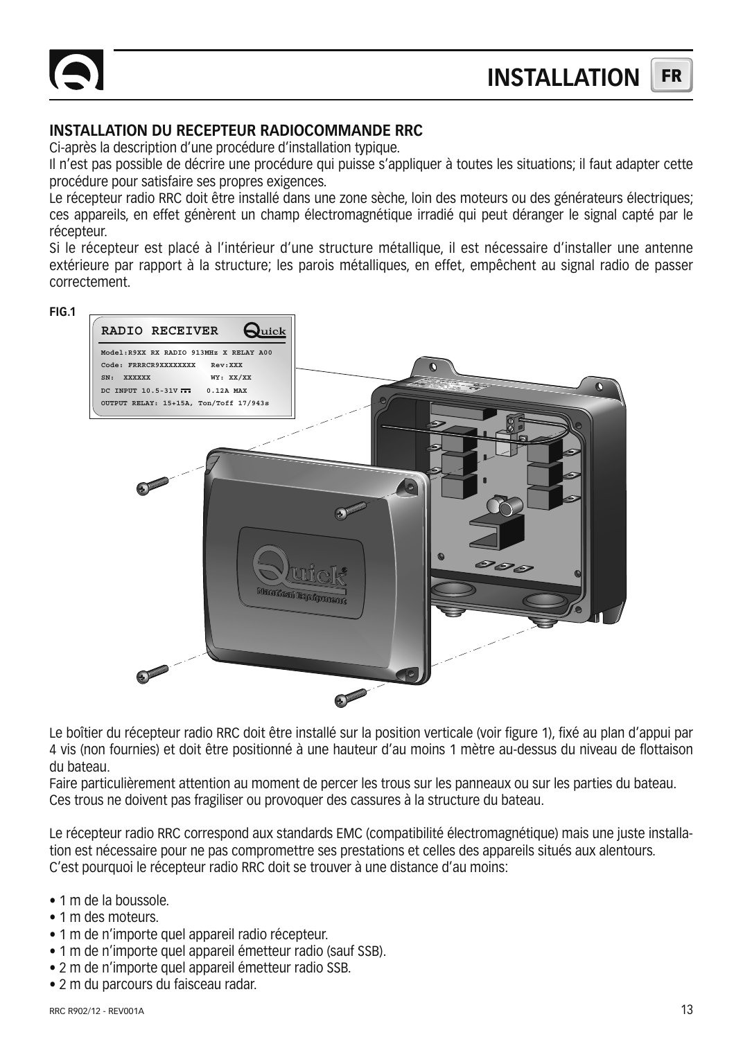## INSTALLATION DU RECEPTEUR RADIOCOMMANDE RRC

Ci-après la description d'une procédure d'installation typique.

Il n'est pas possible de décrire une procédure qui puisse s'appliquer à toutes les situations; il faut adapter cette procédure pour satisfaire ses propres exigences.

Le récepteur radio RRC doit être installé dans une zone sèche, loin des moteurs ou des générateurs électriques; ces appareils, en effet génèrent un champ électromagnétique irradié qui peut déranger le signal capté par le récepteur.

Si le récepteur est placé à l'intérieur d'une structure métallique, il est nécessaire d'installer une antenne extérieure par rapport à la structure; les parois métalliques, en effet, empêchent au signal radio de passer correctement.

**FIG.1**

Le boîtier du récepteur radio RRC doit être installé sur la position verticale (voir figure 1), fixé au plan d'appui par 4 vis (non fournies) et doit être positionné à une hauteur d'au moins 1 mètre au-dessus du niveau de flottaison du bateau.

Faire particulièrement attention au moment de percer les trous sur les panneaux ou sur les parties du bateau. Ces trous ne doivent pas fragiliser ou provoquer des cassures à la structure du bateau.

Le récepteur radio RRC correspond aux standards EMC (compatibilité électromagnétique) mais une juste installation est nécessaire pour ne pas compromettre ses prestations et celles des appareils situés aux alentours. C'est pourquoi le récepteur radio RRC doit se trouver à une distance d'au moins:

- 1 m de la boussole.
- 1 m des moteurs.
- 1 m de n'importe quel appareil radio récepteur.
- 1 m de n'importe quel appareil émetteur radio (sauf SSB).
- 2 m de n'importe quel appareil émetteur radio SSB.
- 2 m du parcours du faisceau radar.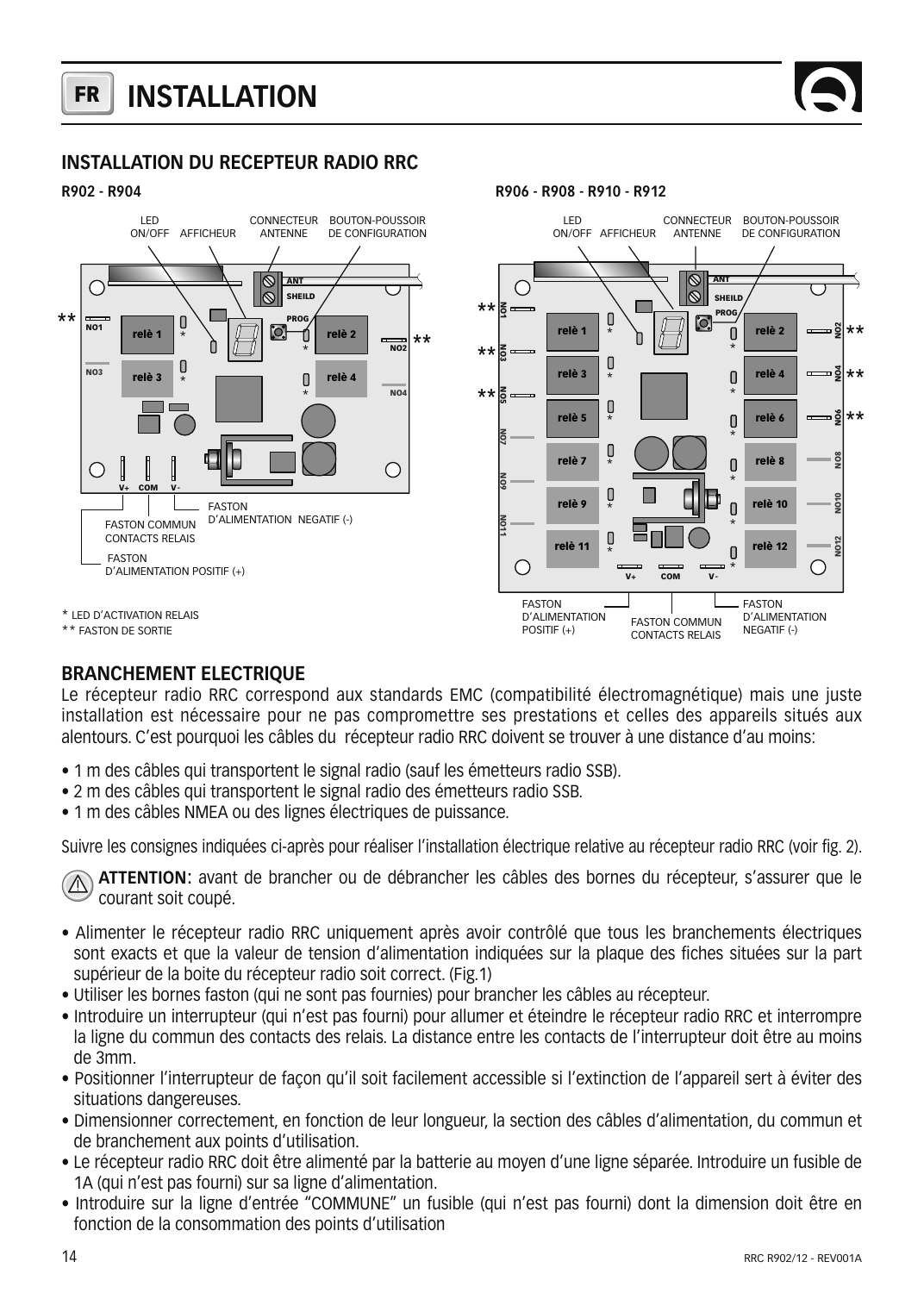# INSTALLATION

## INSTALLATION DU RECEPTEUR RADIO RRC

**R902 - R904**

LED ON/OFF — AFFICHEUR — CONNECTEUR ANTENNE — BOUTON-POUSSOIR DE CONFIGURATION

FASTON D'ALIMENTATION NEGATIF (-)

FASTON COMMUN CONTACTS RELAIS

FASTON D'ALIMENTATION POSITIF (+)

**R906 - R908 - R910 - R912**

LED ON/OFF — AFFICHEUR — CONNECTEUR ANTENNE — BOUTON-POUSSOIR DE CONFIGURATION

FASTON D'ALIMENTATION POSITIF (+) — FASTON COMMUN CONTACTS RELAIS — FASTON D'ALIMENTATION NEGATIF (-)

\* LED D'ACTIVATION RELAIS
\*\* FASTON DE SORTIE

## BRANCHEMENT ELECTRIQUE

Le récepteur radio RRC correspond aux standards EMC (compatibilité électromagnétique) mais une juste installation est nécessaire pour ne pas compromettre ses prestations et celles des appareils situés aux alentours. C'est pourquoi les câbles du récepteur radio RRC doivent se trouver à une distance d'au moins:

- 1 m des câbles qui transportent le signal radio (sauf les émetteurs radio SSB).
- 2 m des câbles qui transportent le signal radio des émetteurs radio SSB.
- 1 m des câbles NMEA ou des lignes électriques de puissance.

Suivre les consignes indiquées ci-après pour réaliser l'installation électrique relative au récepteur radio RRC (voir fig. 2).

**ATTENTION**: avant de brancher ou de débrancher les câbles des bornes du récepteur, s'assurer que le courant soit coupé.

- Alimenter le récepteur radio RRC uniquement après avoir contrôlé que tous les branchements électriques sont exacts et que la valeur de tension d'alimentation indiquées sur la plaque des fiches situées sur la part supérieur de la boite du récepteur radio soit correct. (Fig.1)
- Utiliser les bornes faston (qui ne sont pas fournies) pour brancher les câbles au récepteur.
- Introduire un interrupteur (qui n'est pas fourni) pour allumer et éteindre le récepteur radio RRC et interrompre la ligne du commun des contacts des relais. La distance entre les contacts de l'interrupteur doit être au moins de 3mm.
- Positionner l'interrupteur de façon qu'il soit facilement accessible si l'extinction de l'appareil sert à éviter des situations dangereuses.
- Dimensionner correctement, en fonction de leur longueur, la section des câbles d'alimentation, du commun et de branchement aux points d'utilisation.
- Le récepteur radio RRC doit être alimenté par la batterie au moyen d'une ligne séparée. Introduire un fusible de 1A (qui n'est pas fourni) sur sa ligne d'alimentation.
- Introduire sur la ligne d'entrée "COMMUNE" un fusible (qui n'est pas fourni) dont la dimension doit être en fonction de la consommation des points d'utilisation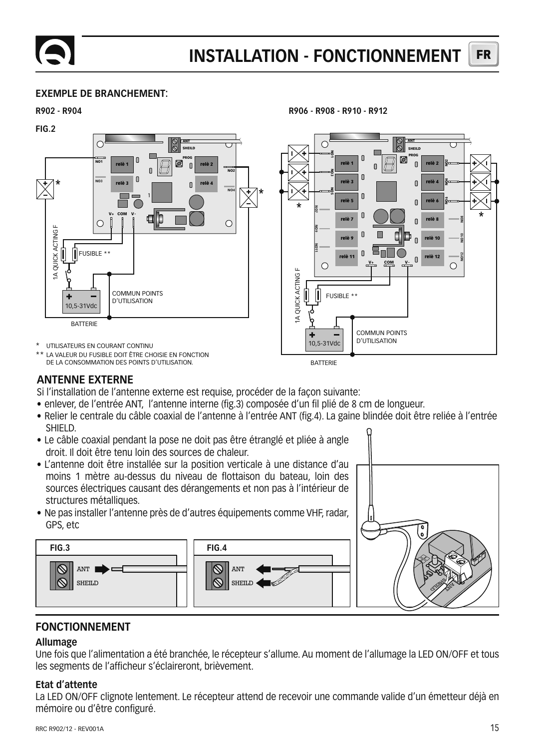# INSTALLATION - FONCTIONNEMENT

## EXEMPLE DE BRANCHEMENT:

**R902 - R904**

**FIG.2**

**R906 - R908 - R910 - R912**

\* UTILISATEURS EN COURANT CONTINU

\*\* LA VALEUR DU FUSIBLE DOIT ÊTRE CHOISIE EN FONCTION DE LA CONSOMMATION DES POINTS D'UTILISATION.

## ANTENNE EXTERNE

Si l'installation de l'antenne externe est requise, procéder de la façon suivante:

- enlever, de l'entrée ANT, l'antenne interne (fig.3) composée d'un fil plié de 8 cm de longueur.
- Relier le centrale du câble coaxial de l'antenne à l'entrée ANT (fig.4). La gaine blindée doit être reliée à l'entrée SHIELD.
- Le câble coaxial pendant la pose ne doit pas être étranglé et pliée à angle droit. Il doit être tenu loin des sources de chaleur.
- L'antenne doit être installée sur la position verticale à une distance d'au moins 1 mètre au-dessus du niveau de flottaison du bateau, loin des sources électriques causant des dérangements et non pas à l'intérieur de structures métalliques.
- Ne pas installer l'antenne près de d'autres équipements comme VHF, radar, GPS, etc

**FIG.3**

**FIG.4**

## FONCTIONNEMENT

### Allumage

Une fois que l'alimentation a été branchée, le récepteur s'allume. Au moment de l'allumage la LED ON/OFF et tous les segments de l'afficheur s'éclaireront, brièvement.

### Etat d'attente

La LED ON/OFF clignote lentement. Le récepteur attend de recevoir une commande valide d'un émetteur déjà en mémoire ou d'être configuré.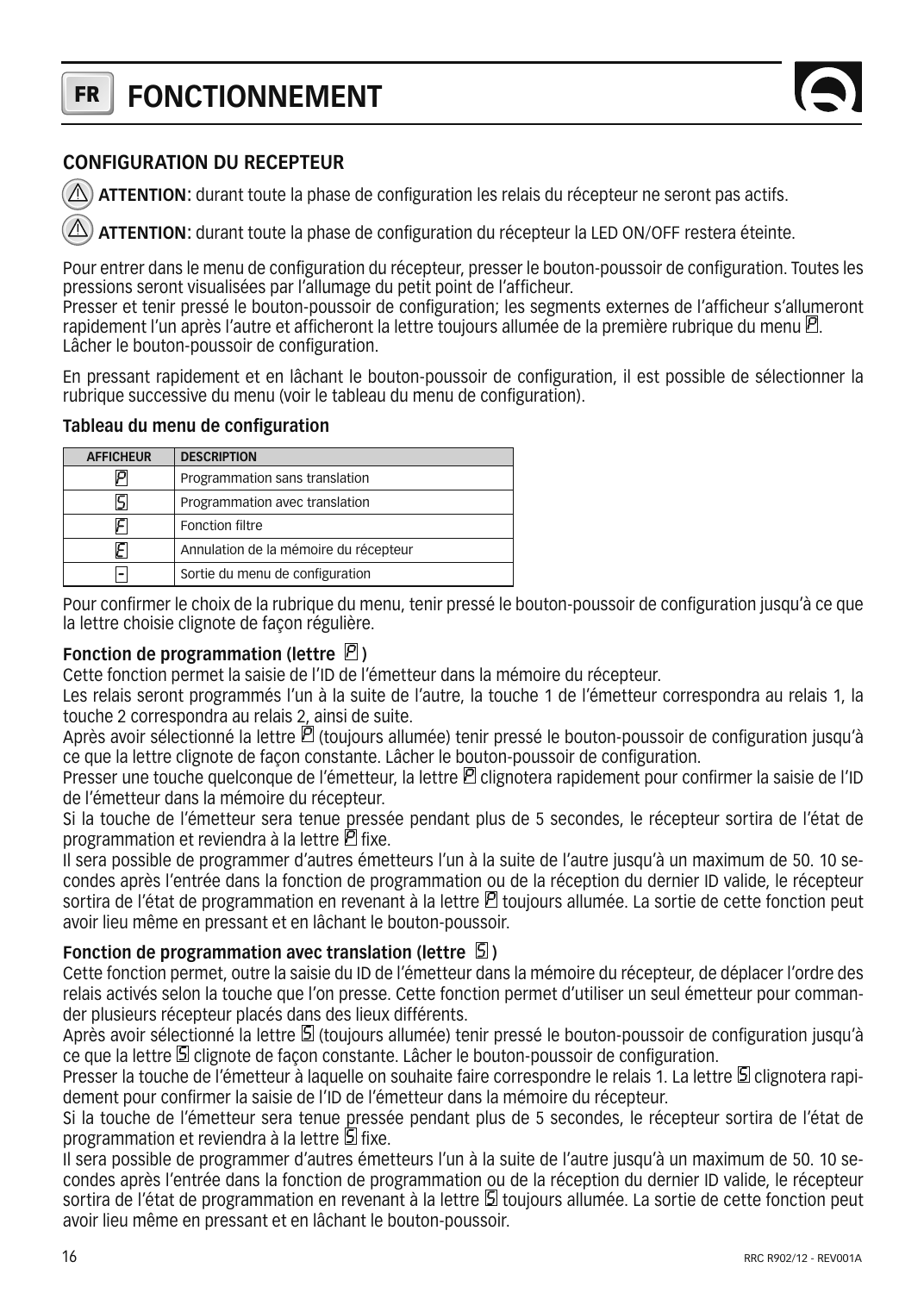# FONCTIONNEMENT

## CONFIGURATION DU RECEPTEUR

⚠ **ATTENTION:** durant toute la phase de configuration les relais du récepteur ne seront pas actifs.

⚠ **ATTENTION:** durant toute la phase de configuration du récepteur la LED ON/OFF restera éteinte.

Pour entrer dans le menu de configuration du récepteur, presser le bouton-poussoir de configuration. Toutes les pressions seront visualisées par l'allumage du petit point de l'afficheur.
Presser et tenir pressé le bouton-poussoir de configuration; les segments externes de l'afficheur s'allumeront rapidement l'un après l'autre et afficheront la lettre toujours allumée de la première rubrique du menu P.
Lâcher le bouton-poussoir de configuration.

En pressant rapidement et en lâchant le bouton-poussoir de configuration, il est possible de sélectionner la rubrique successive du menu (voir le tableau du menu de configuration).

**Tableau du menu de configuration**

| AFFICHEUR | DESCRIPTION |
|---|---|
| P | Programmation sans translation |
| S | Programmation avec translation |
| F | Fonction filtre |
| E | Annulation de la mémoire du récepteur |
| - | Sortie du menu de configuration |

Pour confirmer le choix de la rubrique du menu, tenir pressé le bouton-poussoir de configuration jusqu'à ce que la lettre choisie clignote de façon régulière.

**Fonction de programmation (lettre P)**
Cette fonction permet la saisie de l'ID de l'émetteur dans la mémoire du récepteur.
Les relais seront programmés l'un à la suite de l'autre, la touche 1 de l'émetteur correspondra au relais 1, la touche 2 correspondra au relais 2, ainsi de suite.
Après avoir sélectionné la lettre P (toujours allumée) tenir pressé le bouton-poussoir de configuration jusqu'à ce que la lettre clignote de façon constante. Lâcher le bouton-poussoir de configuration.
Presser une touche quelconque de l'émetteur, la lettre P clignotera rapidement pour confirmer la saisie de l'ID de l'émetteur dans la mémoire du récepteur.
Si la touche de l'émetteur sera tenue pressée pendant plus de 5 secondes, le récepteur sortira de l'état de programmation et reviendra à la lettre P fixe.
Il sera possible de programmer d'autres émetteurs l'un à la suite de l'autre jusqu'à un maximum de 50. 10 secondes après l'entrée dans la fonction de programmation ou de la réception du dernier ID valide, le récepteur sortira de l'état de programmation en revenant à la lettre P toujours allumée. La sortie de cette fonction peut avoir lieu même en pressant et en lâchant le bouton-poussoir.

**Fonction de programmation avec translation (lettre S)**
Cette fonction permet, outre la saisie du ID de l'émetteur dans la mémoire du récepteur, de déplacer l'ordre des relais activés selon la touche que l'on presse. Cette fonction permet d'utiliser un seul émetteur pour commander plusieurs récepteur placés dans des lieux différents.
Après avoir sélectionné la lettre S (toujours allumée) tenir pressé le bouton-poussoir de configuration jusqu'à ce que la lettre S clignote de façon constante. Lâcher le bouton-poussoir de configuration.
Presser la touche de l'émetteur à laquelle on souhaite faire correspondre le relais 1. La lettre S clignotera rapidement pour confirmer la saisie de l'ID de l'émetteur dans la mémoire du récepteur.
Si la touche de l'émetteur sera tenue pressée pendant plus de 5 secondes, le récepteur sortira de l'état de programmation et reviendra à la lettre S fixe.
Il sera possible de programmer d'autres émetteurs l'un à la suite de l'autre jusqu'à un maximum de 50. 10 secondes après l'entrée dans la fonction de programmation ou de la réception du dernier ID valide, le récepteur sortira de l'état de programmation en revenant à la lettre S toujours allumée. La sortie de cette fonction peut avoir lieu même en pressant et en lâchant le bouton-poussoir.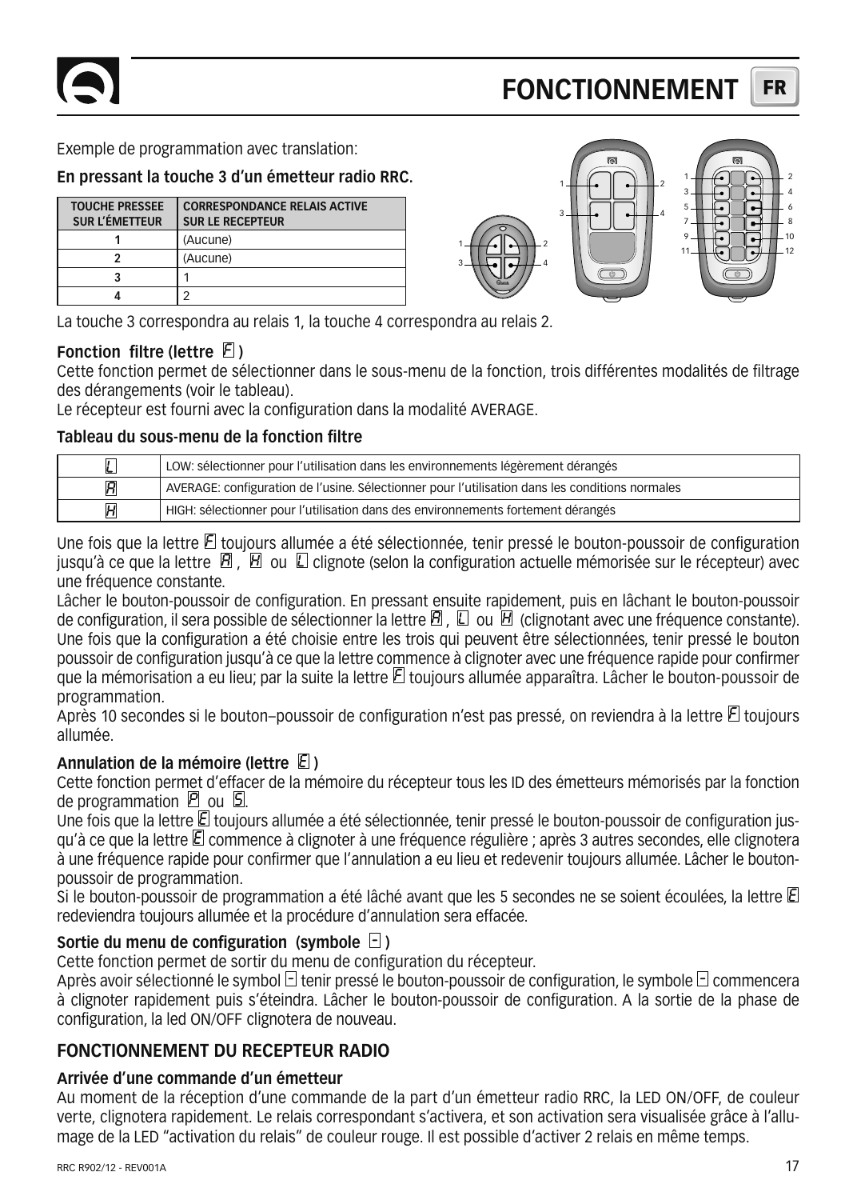# FONCTIONNEMENT FR

Exemple de programmation avec translation:

**En pressant la touche 3 d'un émetteur radio RRC.**

| TOUCHE PRESSEE SUR L'ÉMETTEUR | CORRESPONDANCE RELAIS ACTIVE SUR LE RECEPTEUR |
|---|---|
| 1 | (Aucune) |
| 2 | (Aucune) |
| 3 | 1 |
| 4 | 2 |

La touche 3 correspondra au relais 1, la touche 4 correspondra au relais 2.

**Fonction filtre (lettre F)**

Cette fonction permet de sélectionner dans le sous-menu de la fonction, trois différentes modalités de filtrage des dérangements (voir le tableau).
Le récepteur est fourni avec la configuration dans la modalité AVERAGE.

**Tableau du sous-menu de la fonction filtre**

| | |
|---|---|
| L | LOW: sélectionner pour l'utilisation dans les environnements légèrement dérangés |
| A | AVERAGE: configuration de l'usine. Sélectionner pour l'utilisation dans les conditions normales |
| H | HIGH: sélectionner pour l'utilisation dans des environnements fortement dérangés |

Une fois que la lettre F toujours allumée a été sélectionnée, tenir pressé le bouton-poussoir de configuration jusqu'à ce que la lettre A, H ou L clignote (selon la configuration actuelle mémorisée sur le récepteur) avec une fréquence constante.
Lâcher le bouton-poussoir de configuration. En pressant ensuite rapidement, puis en lâchant le bouton-poussoir de configuration, il sera possible de sélectionner la lettre A, L ou H (clignotant avec une fréquence constante).
Une fois que la configuration a été choisie entre les trois qui peuvent être sélectionnées, tenir pressé le bouton poussoir de configuration jusqu'à ce que la lettre commence à clignoter avec une fréquence rapide pour confirmer que la mémorisation a eu lieu; par la suite la lettre F toujours allumée apparaîtra. Lâcher le bouton-poussoir de programmation.
Après 10 secondes si le bouton–poussoir de configuration n'est pas pressé, on reviendra à la lettre F toujours allumée.

**Annulation de la mémoire (lettre E)**

Cette fonction permet d'effacer de la mémoire du récepteur tous les ID des émetteurs mémorisés par la fonction de programmation P ou S.
Une fois que la lettre E toujours allumée a été sélectionnée, tenir pressé le bouton-poussoir de configuration jusqu'à ce que la lettre E commence à clignoter à une fréquence régulière ; après 3 autres secondes, elle clignotera à une fréquence rapide pour confirmer que l'annulation a eu lieu et redevenir toujours allumée. Lâcher le bouton-poussoir de programmation.
Si le bouton-poussoir de programmation a été lâché avant que les 5 secondes ne se soient écoulées, la lettre E redeviendra toujours allumée et la procédure d'annulation sera effacée.

**Sortie du menu de configuration (symbole -)**

Cette fonction permet de sortir du menu de configuration du récepteur.
Après avoir sélectionné le symbol - tenir pressé le bouton-poussoir de configuration, le symbole - commencera à clignoter rapidement puis s'éteindra. Lâcher le bouton-poussoir de configuration. A la sortie de la phase de configuration, la led ON/OFF clignotera de nouveau.

## FONCTIONNEMENT DU RECEPTEUR RADIO

**Arrivée d'une commande d'un émetteur**

Au moment de la réception d'une commande de la part d'un émetteur radio RRC, la LED ON/OFF, de couleur verte, clignotera rapidement. Le relais correspondant s'activera, et son activation sera visualisée grâce à l'allumage de la LED "activation du relais" de couleur rouge. Il est possible d'activer 2 relais en même temps.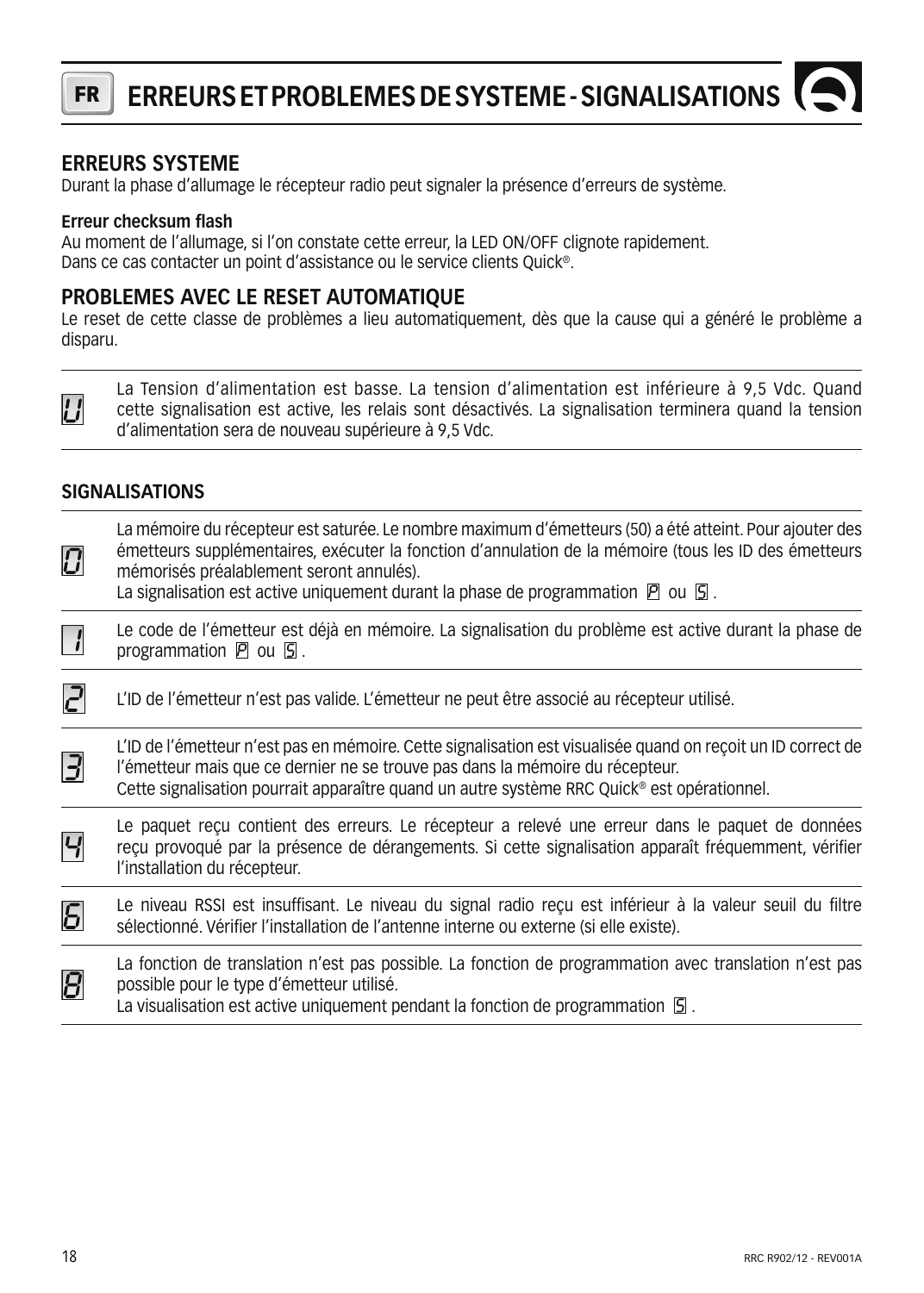# ERREURS ET PROBLEMES DE SYSTEME - SIGNALISATIONS

## ERREURS SYSTEME

Durant la phase d'allumage le récepteur radio peut signaler la présence d'erreurs de système.

**Erreur checksum flash**

Au moment de l'allumage, si l'on constate cette erreur, la LED ON/OFF clignote rapidement.
Dans ce cas contacter un point d'assistance ou le service clients Quick®.

## PROBLEMES AVEC LE RESET AUTOMATIQUE

Le reset de cette classe de problèmes a lieu automatiquement, dès que la cause qui a généré le problème a disparu.

| | |
|---|---|
| U | La Tension d'alimentation est basse. La tension d'alimentation est inférieure à 9,5 Vdc. Quand cette signalisation est active, les relais sont désactivés. La signalisation terminera quand la tension d'alimentation sera de nouveau supérieure à 9,5 Vdc. |

### SIGNALISATIONS

| | |
|---|---|
| 0 | La mémoire du récepteur est saturée. Le nombre maximum d'émetteurs (50) a été atteint. Pour ajouter des émetteurs supplémentaires, exécuter la fonction d'annulation de la mémoire (tous les ID des émetteurs mémorisés préalablement seront annulés).<br>La signalisation est active uniquement durant la phase de programmation P ou S. |
| 1 | Le code de l'émetteur est déjà en mémoire. La signalisation du problème est active durant la phase de programmation P ou S. |
| 2 | L'ID de l'émetteur n'est pas valide. L'émetteur ne peut être associé au récepteur utilisé. |
| 3 | L'ID de l'émetteur n'est pas en mémoire. Cette signalisation est visualisée quand on reçoit un ID correct de l'émetteur mais que ce dernier ne se trouve pas dans la mémoire du récepteur.<br>Cette signalisation pourrait apparaître quand un autre système RRC Quick® est opérationnel. |
| 4 | Le paquet reçu contient des erreurs. Le récepteur a relevé une erreur dans le paquet de données reçu provoqué par la présence de dérangements. Si cette signalisation apparaît fréquemment, vérifier l'installation du récepteur. |
| 6 | Le niveau RSSI est insuffisant. Le niveau du signal radio reçu est inférieur à la valeur seuil du filtre sélectionné. Vérifier l'installation de l'antenne interne ou externe (si elle existe). |
| 8 | La fonction de translation n'est pas possible. La fonction de programmation avec translation n'est pas possible pour le type d'émetteur utilisé.<br>La visualisation est active uniquement pendant la fonction de programmation S. |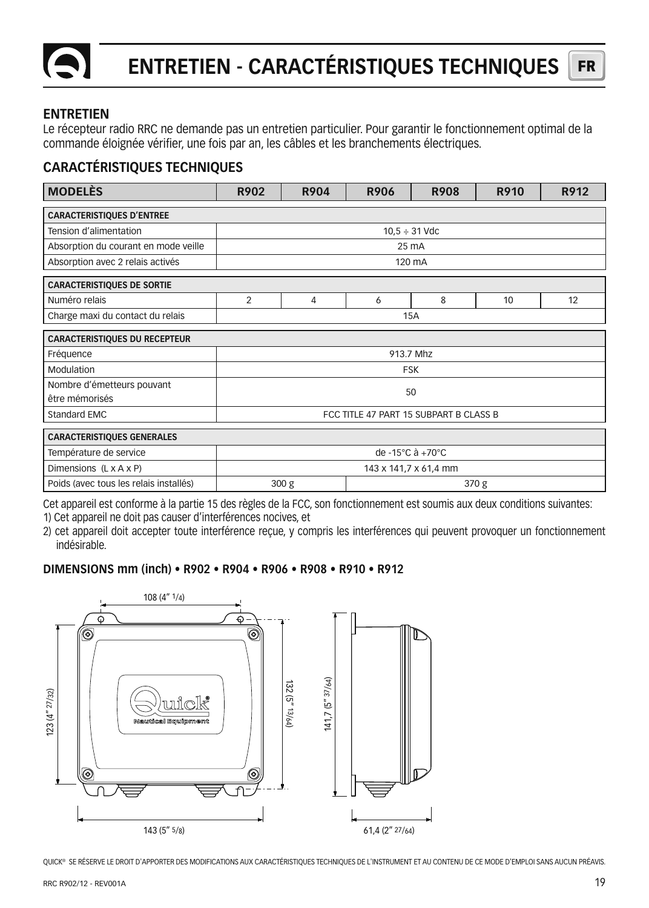# ENTRETIEN - CARACTÉRISTIQUES TECHNIQUES

## ENTRETIEN

Le récepteur radio RRC ne demande pas un entretien particulier. Pour garantir le fonctionnement optimal de la commande éloignée vérifier, une fois par an, les câbles et les branchements électriques.

## CARACTÉRISTIQUES TECHNIQUES

| MODELÈS | R902 | R904 | R906 | R908 | R910 | R912 |
|---|---|---|---|---|---|---|
| **CARACTERISTIQUES D'ENTREE** | | | | | | |
| Tension d'alimentation | 10,5 ÷ 31 Vdc | | | | | |
| Absorption du courant en mode veille | 25 mA | | | | | |
| Absorption avec 2 relais activés | 120 mA | | | | | |
| **CARACTERISTIQUES DE SORTIE** | | | | | | |
| Numéro relais | 2 | 4 | 6 | 8 | 10 | 12 |
| Charge maxi du contact du relais | 15A | | | | | |
| **CARACTERISTIQUES DU RECEPTEUR** | | | | | | |
| Fréquence | 913.7 Mhz | | | | | |
| Modulation | FSK | | | | | |
| Nombre d'émetteurs pouvant être mémorisés | 50 | | | | | |
| Standard EMC | FCC TITLE 47 PART 15 SUBPART B CLASS B | | | | | |
| **CARACTERISTIQUES GENERALES** | | | | | | |
| Température de service | de -15°C à +70°C | | | | | |
| Dimensions (L x A x P) | 143 x 141,7 x 61,4 mm | | | | | |
| Poids (avec tous les relais installés) | 300 g | | 370 g | | | |

Cet appareil est conforme à la partie 15 des règles de la FCC, son fonctionnement est soumis aux deux conditions suivantes:

1) Cet appareil ne doit pas causer d'interférences nocives, et
2) cet appareil doit accepter toute interférence reçue, y compris les interférences qui peuvent provoquer un fonctionnement indésirable.

### DIMENSIONS mm (inch) • R902 • R904 • R906 • R908 • R910 • R912

108 (4" 1/4)

123 (4" 27/32)

132 (5" 13/64)

141,7 (5" 37/64)

143 (5" 5/8)

61,4 (2" 27/64)

QUICK® SE RÉSERVE LE DROIT D'APPORTER DES MODIFICATIONS AUX CARACTÉRISTIQUES TECHNIQUES DE L'INSTRUMENT ET AU CONTENU DE CE MODE D'EMPLOI SANS AUCUN PRÉAVIS.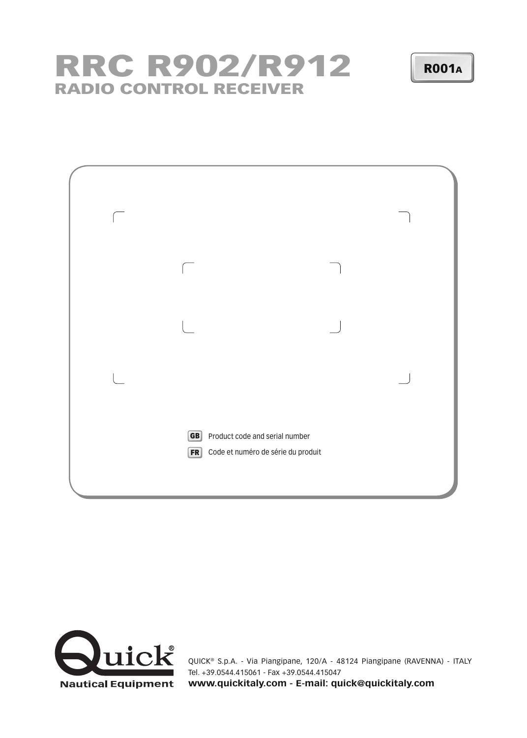# RRC R902/R912

## RADIO CONTROL RECEIVER

**R001A**

GB Product code and serial number

FR Code et numéro de série du produit

Quick® Nautical Equipment

QUICK® S.p.A. - Via Piangipane, 120/A - 48124 Piangipane (RAVENNA) - ITALY
Tel. +39.0544.415061 - Fax +39.0544.415047
**www.quickitaly.com - E-mail: quick@quickitaly.com**